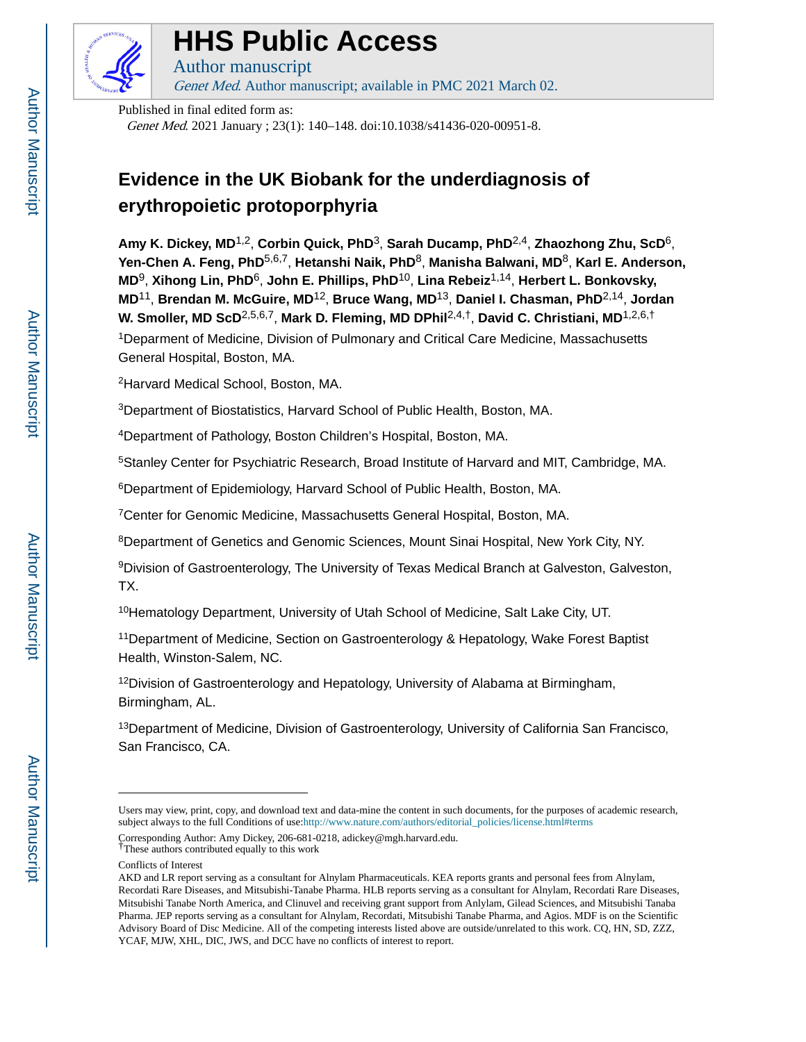# HHS Public Access

Author manuscript

*Genet Med*. Author manuscript; available in PMC 2021 March 02.

Published in final edited form as:

*Genet Med*. 2021 January ; 23(1): 140–148. doi:10.1038/s41436-020-00951-8.

# Evidence in the UK Biobank for the underdiagnosis of erythropoietic protoporphyria

**Amy K. Dickey, MD**[1,2], **Corbin Quick, PhD**[3], **Sarah Ducamp, PhD**[2,4], **Zhaozhong Zhu, ScD**[6], **Yen-Chen A. Feng, PhD**[5,6,7], **Hetanshi Naik, PhD**[8], **Manisha Balwani, MD**[8], **Karl E. Anderson, MD**[9], **Xihong Lin, PhD**[6], **John E. Phillips, PhD**[10], **Lina Rebeiz**[1,14], **Herbert L. Bonkovsky, MD**[11], **Brendan M. McGuire, MD**[12], **Bruce Wang, MD**[13], **Daniel I. Chasman, PhD**[2,14], **Jordan W. Smoller, MD ScD**[2,5,6,7], **Mark D. Fleming, MD DPhil**[2,4,†], **David C. Christiani, MD**[1,2,6,†]

[1]Deparment of Medicine, Division of Pulmonary and Critical Care Medicine, Massachusetts General Hospital, Boston, MA.

[2]Harvard Medical School, Boston, MA.

[3]Department of Biostatistics, Harvard School of Public Health, Boston, MA.

[4]Department of Pathology, Boston Children's Hospital, Boston, MA.

[5]Stanley Center for Psychiatric Research, Broad Institute of Harvard and MIT, Cambridge, MA.

[6]Department of Epidemiology, Harvard School of Public Health, Boston, MA.

[7]Center for Genomic Medicine, Massachusetts General Hospital, Boston, MA.

[8]Department of Genetics and Genomic Sciences, Mount Sinai Hospital, New York City, NY.

[9]Division of Gastroenterology, The University of Texas Medical Branch at Galveston, Galveston, TX.

[10]Hematology Department, University of Utah School of Medicine, Salt Lake City, UT.

[11]Department of Medicine, Section on Gastroenterology & Hepatology, Wake Forest Baptist Health, Winston-Salem, NC.

[12]Division of Gastroenterology and Hepatology, University of Alabama at Birmingham, Birmingham, AL.

[13]Department of Medicine, Division of Gastroenterology, University of California San Francisco, San Francisco, CA.

---

Users may view, print, copy, and download text and data-mine the content in such documents, for the purposes of academic research, subject always to the full Conditions of use:http://www.nature.com/authors/editorial_policies/license.html#terms

Corresponding Author: Amy Dickey, 206-681-0218, adickey@mgh.harvard.edu.

[†]These authors contributed equally to this work

Conflicts of Interest

AKD and LR report serving as a consultant for Alnylam Pharmaceuticals. KEA reports grants and personal fees from Alnylam, Recordati Rare Diseases, and Mitsubishi-Tanabe Pharma. HLB reports serving as a consultant for Alnylam, Recordati Rare Diseases, Mitsubishi Tanabe North America, and Clinuvel and receiving grant support from Anlylam, Gilead Sciences, and Mitsubishi Tanaba Pharma. JEP reports serving as a consultant for Alnylam, Recordati, Mitsubishi Tanabe Pharma, and Agios. MDF is on the Scientific Advisory Board of Disc Medicine. All of the competing interests listed above are outside/unrelated to this work. CQ, HN, SD, ZZZ, YCAF, MJW, XHL, DIC, JWS, and DCC have no conflicts of interest to report.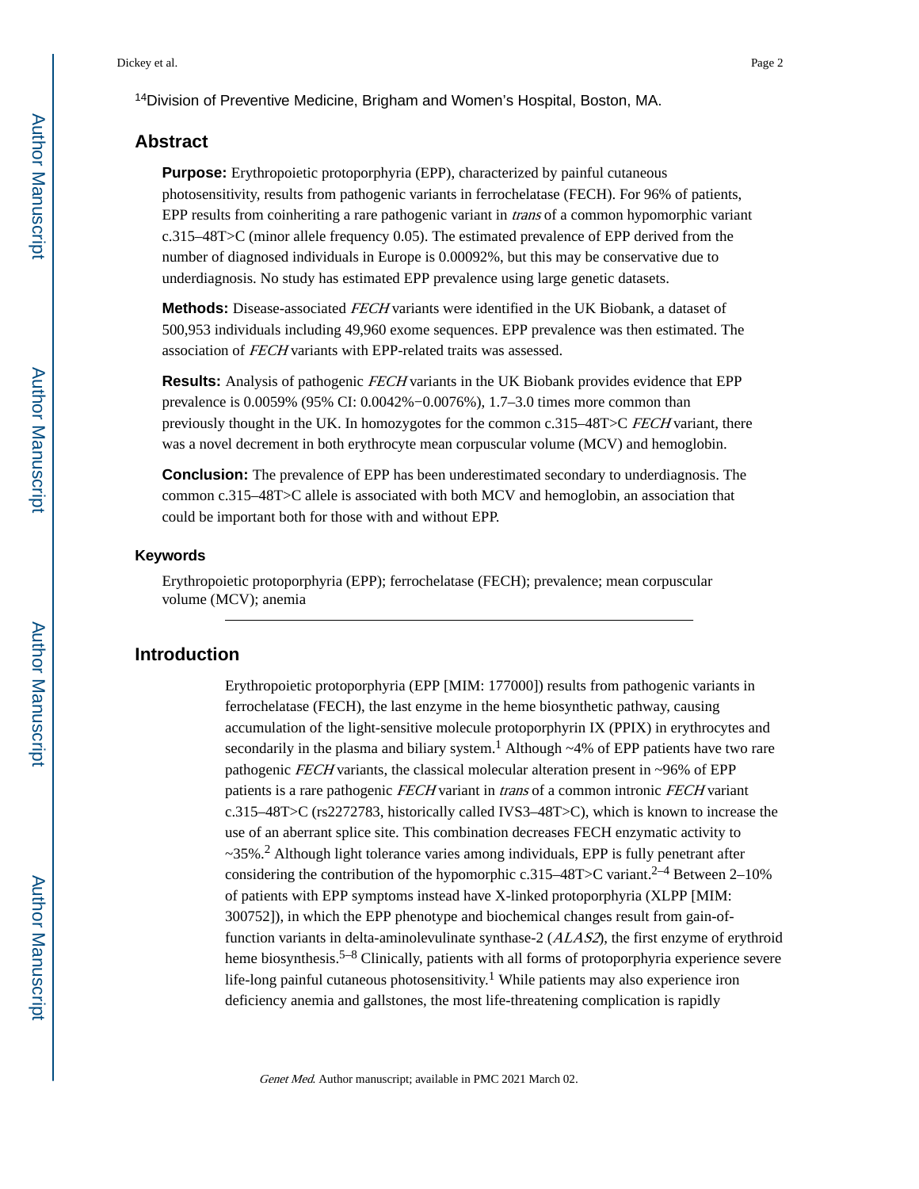[14]Division of Preventive Medicine, Brigham and Women's Hospital, Boston, MA.

## Abstract

**Purpose:** Erythropoietic protoporphyria (EPP), characterized by painful cutaneous photosensitivity, results from pathogenic variants in ferrochelatase (FECH). For 96% of patients, EPP results from coinheriting a rare pathogenic variant in *trans* of a common hypomorphic variant c.315–48T>C (minor allele frequency 0.05). The estimated prevalence of EPP derived from the number of diagnosed individuals in Europe is 0.00092%, but this may be conservative due to underdiagnosis. No study has estimated EPP prevalence using large genetic datasets.

**Methods:** Disease-associated *FECH* variants were identified in the UK Biobank, a dataset of 500,953 individuals including 49,960 exome sequences. EPP prevalence was then estimated. The association of *FECH* variants with EPP-related traits was assessed.

**Results:** Analysis of pathogenic *FECH* variants in the UK Biobank provides evidence that EPP prevalence is 0.0059% (95% CI: 0.0042%−0.0076%), 1.7–3.0 times more common than previously thought in the UK. In homozygotes for the common c.315–48T>C *FECH* variant, there was a novel decrement in both erythrocyte mean corpuscular volume (MCV) and hemoglobin.

**Conclusion:** The prevalence of EPP has been underestimated secondary to underdiagnosis. The common c.315–48T>C allele is associated with both MCV and hemoglobin, an association that could be important both for those with and without EPP.

### Keywords

Erythropoietic protoporphyria (EPP); ferrochelatase (FECH); prevalence; mean corpuscular volume (MCV); anemia

## Introduction

Erythropoietic protoporphyria (EPP [MIM: 177000]) results from pathogenic variants in ferrochelatase (FECH), the last enzyme in the heme biosynthetic pathway, causing accumulation of the light-sensitive molecule protoporphyrin IX (PPIX) in erythrocytes and secondarily in the plasma and biliary system.[1] Although ~4% of EPP patients have two rare pathogenic *FECH* variants, the classical molecular alteration present in ~96% of EPP patients is a rare pathogenic *FECH* variant in *trans* of a common intronic *FECH* variant c.315–48T>C (rs2272783, historically called IVS3–48T>C), which is known to increase the use of an aberrant splice site. This combination decreases FECH enzymatic activity to ~35%.[2] Although light tolerance varies among individuals, EPP is fully penetrant after considering the contribution of the hypomorphic c.315–48T>C variant.[2–4] Between 2–10% of patients with EPP symptoms instead have X-linked protoporphyria (XLPP [MIM: 300752]), in which the EPP phenotype and biochemical changes result from gain-of-function variants in delta-aminolevulinate synthase-2 (*ALAS2*), the first enzyme of erythroid heme biosynthesis.[5–8] Clinically, patients with all forms of protoporphyria experience severe life-long painful cutaneous photosensitivity.[1] While patients may also experience iron deficiency anemia and gallstones, the most life-threatening complication is rapidly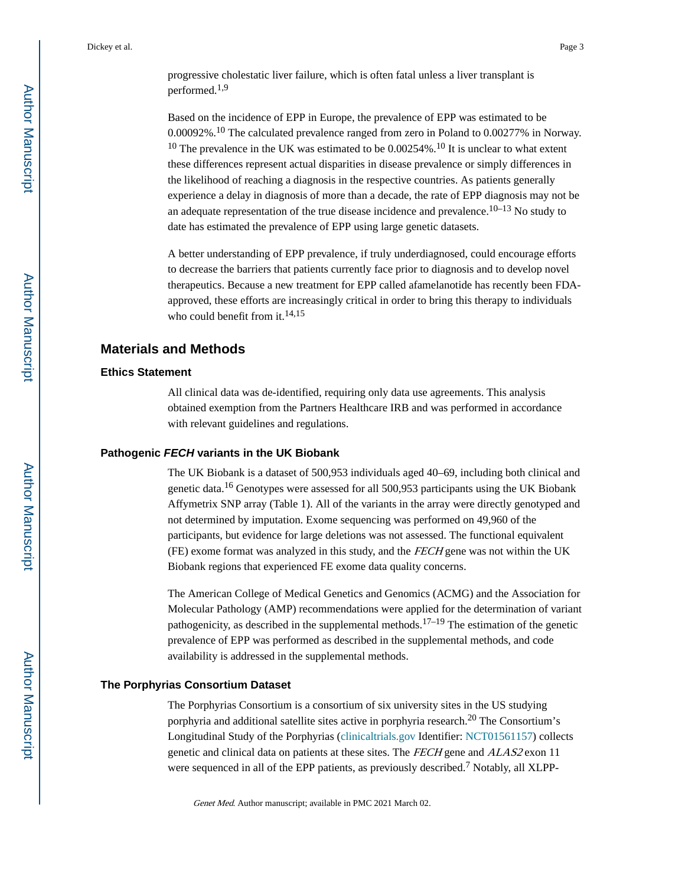progressive cholestatic liver failure, which is often fatal unless a liver transplant is performed.[1,9]

Based on the incidence of EPP in Europe, the prevalence of EPP was estimated to be 0.00092%.[10] The calculated prevalence ranged from zero in Poland to 0.00277% in Norway.[10] The prevalence in the UK was estimated to be 0.00254%.[10] It is unclear to what extent these differences represent actual disparities in disease prevalence or simply differences in the likelihood of reaching a diagnosis in the respective countries. As patients generally experience a delay in diagnosis of more than a decade, the rate of EPP diagnosis may not be an adequate representation of the true disease incidence and prevalence.[10–13] No study to date has estimated the prevalence of EPP using large genetic datasets.

A better understanding of EPP prevalence, if truly underdiagnosed, could encourage efforts to decrease the barriers that patients currently face prior to diagnosis and to develop novel therapeutics. Because a new treatment for EPP called afamelanotide has recently been FDA-approved, these efforts are increasingly critical in order to bring this therapy to individuals who could benefit from it.[14,15]

## Materials and Methods

### Ethics Statement

All clinical data was de-identified, requiring only data use agreements. This analysis obtained exemption from the Partners Healthcare IRB and was performed in accordance with relevant guidelines and regulations.

### Pathogenic *FECH* variants in the UK Biobank

The UK Biobank is a dataset of 500,953 individuals aged 40–69, including both clinical and genetic data.[16] Genotypes were assessed for all 500,953 participants using the UK Biobank Affymetrix SNP array (Table 1). All of the variants in the array were directly genotyped and not determined by imputation. Exome sequencing was performed on 49,960 of the participants, but evidence for large deletions was not assessed. The functional equivalent (FE) exome format was analyzed in this study, and the *FECH* gene was not within the UK Biobank regions that experienced FE exome data quality concerns.

The American College of Medical Genetics and Genomics (ACMG) and the Association for Molecular Pathology (AMP) recommendations were applied for the determination of variant pathogenicity, as described in the supplemental methods.[17–19] The estimation of the genetic prevalence of EPP was performed as described in the supplemental methods, and code availability is addressed in the supplemental methods.

### The Porphyrias Consortium Dataset

The Porphyrias Consortium is a consortium of six university sites in the US studying porphyria and additional satellite sites active in porphyria research.[20] The Consortium's Longitudinal Study of the Porphyrias (clinicaltrials.gov Identifier: NCT01561157) collects genetic and clinical data on patients at these sites. The *FECH* gene and *ALAS2* exon 11 were sequenced in all of the EPP patients, as previously described.[7] Notably, all XLPP-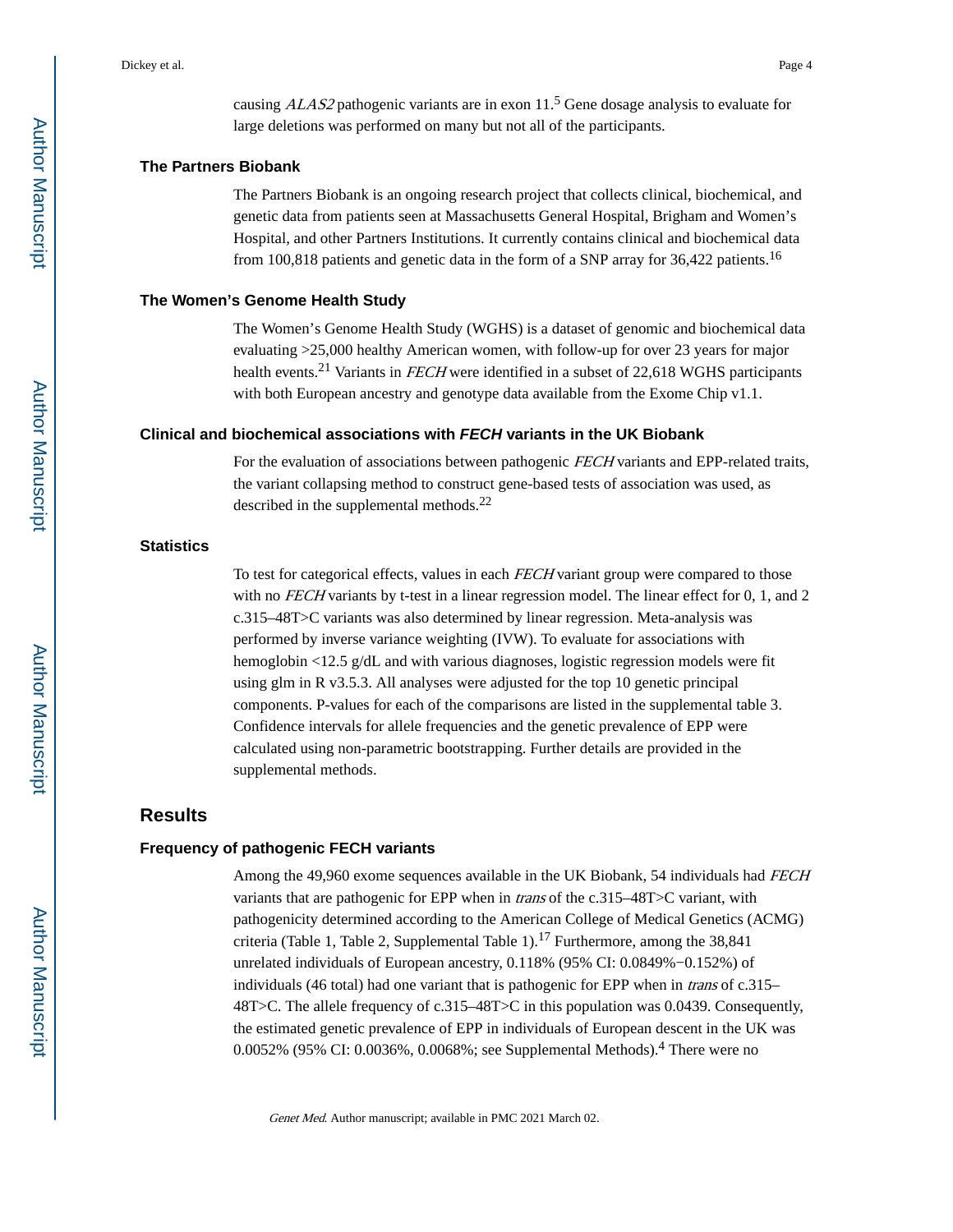causing *ALAS2* pathogenic variants are in exon 11.[5] Gene dosage analysis to evaluate for large deletions was performed on many but not all of the participants.

### The Partners Biobank

The Partners Biobank is an ongoing research project that collects clinical, biochemical, and genetic data from patients seen at Massachusetts General Hospital, Brigham and Women's Hospital, and other Partners Institutions. It currently contains clinical and biochemical data from 100,818 patients and genetic data in the form of a SNP array for 36,422 patients.[16]

### The Women's Genome Health Study

The Women's Genome Health Study (WGHS) is a dataset of genomic and biochemical data evaluating >25,000 healthy American women, with follow-up for over 23 years for major health events.[21] Variants in *FECH* were identified in a subset of 22,618 WGHS participants with both European ancestry and genotype data available from the Exome Chip v1.1.

### Clinical and biochemical associations with *FECH* variants in the UK Biobank

For the evaluation of associations between pathogenic *FECH* variants and EPP-related traits, the variant collapsing method to construct gene-based tests of association was used, as described in the supplemental methods.[22]

### Statistics

To test for categorical effects, values in each *FECH* variant group were compared to those with no *FECH* variants by t-test in a linear regression model. The linear effect for 0, 1, and 2 c.315–48T>C variants was also determined by linear regression. Meta-analysis was performed by inverse variance weighting (IVW). To evaluate for associations with hemoglobin <12.5 g/dL and with various diagnoses, logistic regression models were fit using glm in R v3.5.3. All analyses were adjusted for the top 10 genetic principal components. P-values for each of the comparisons are listed in the supplemental table 3. Confidence intervals for allele frequencies and the genetic prevalence of EPP were calculated using non-parametric bootstrapping. Further details are provided in the supplemental methods.

## Results

### Frequency of pathogenic FECH variants

Among the 49,960 exome sequences available in the UK Biobank, 54 individuals had *FECH* variants that are pathogenic for EPP when in *trans* of the c.315–48T>C variant, with pathogenicity determined according to the American College of Medical Genetics (ACMG) criteria (Table 1, Table 2, Supplemental Table 1).[17] Furthermore, among the 38,841 unrelated individuals of European ancestry, 0.118% (95% CI: 0.0849%−0.152%) of individuals (46 total) had one variant that is pathogenic for EPP when in *trans* of c.315–48T>C. The allele frequency of c.315–48T>C in this population was 0.0439. Consequently, the estimated genetic prevalence of EPP in individuals of European descent in the UK was 0.0052% (95% CI: 0.0036%, 0.0068%; see Supplemental Methods).[4] There were no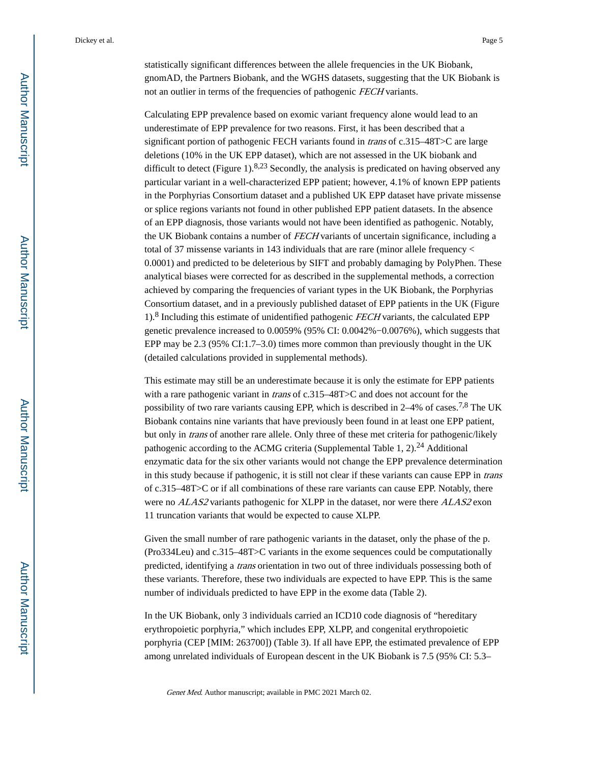statistically significant differences between the allele frequencies in the UK Biobank, gnomAD, the Partners Biobank, and the WGHS datasets, suggesting that the UK Biobank is not an outlier in terms of the frequencies of pathogenic *FECH* variants.

Calculating EPP prevalence based on exomic variant frequency alone would lead to an underestimate of EPP prevalence for two reasons. First, it has been described that a significant portion of pathogenic FECH variants found in *trans* of c.315–48T>C are large deletions (10% in the UK EPP dataset), which are not assessed in the UK biobank and difficult to detect (Figure 1).[8,23] Secondly, the analysis is predicated on having observed any particular variant in a well-characterized EPP patient; however, 4.1% of known EPP patients in the Porphyrias Consortium dataset and a published UK EPP dataset have private missense or splice regions variants not found in other published EPP patient datasets. In the absence of an EPP diagnosis, those variants would not have been identified as pathogenic. Notably, the UK Biobank contains a number of *FECH* variants of uncertain significance, including a total of 37 missense variants in 143 individuals that are rare (minor allele frequency < 0.0001) and predicted to be deleterious by SIFT and probably damaging by PolyPhen. These analytical biases were corrected for as described in the supplemental methods, a correction achieved by comparing the frequencies of variant types in the UK Biobank, the Porphyrias Consortium dataset, and in a previously published dataset of EPP patients in the UK (Figure 1).[8] Including this estimate of unidentified pathogenic *FECH* variants, the calculated EPP genetic prevalence increased to 0.0059% (95% CI: 0.0042%−0.0076%), which suggests that EPP may be 2.3 (95% CI:1.7–3.0) times more common than previously thought in the UK (detailed calculations provided in supplemental methods).

This estimate may still be an underestimate because it is only the estimate for EPP patients with a rare pathogenic variant in *trans* of c.315–48T>C and does not account for the possibility of two rare variants causing EPP, which is described in 2–4% of cases.[7,8] The UK Biobank contains nine variants that have previously been found in at least one EPP patient, but only in *trans* of another rare allele. Only three of these met criteria for pathogenic/likely pathogenic according to the ACMG criteria (Supplemental Table 1, 2).[24] Additional enzymatic data for the six other variants would not change the EPP prevalence determination in this study because if pathogenic, it is still not clear if these variants can cause EPP in *trans* of c.315–48T>C or if all combinations of these rare variants can cause EPP. Notably, there were no *ALAS2* variants pathogenic for XLPP in the dataset, nor were there *ALAS2* exon 11 truncation variants that would be expected to cause XLPP.

Given the small number of rare pathogenic variants in the dataset, only the phase of the p.(Pro334Leu) and c.315–48T>C variants in the exome sequences could be computationally predicted, identifying a *trans* orientation in two out of three individuals possessing both of these variants. Therefore, these two individuals are expected to have EPP. This is the same number of individuals predicted to have EPP in the exome data (Table 2).

In the UK Biobank, only 3 individuals carried an ICD10 code diagnosis of "hereditary erythropoietic porphyria," which includes EPP, XLPP, and congenital erythropoietic porphyria (CEP [MIM: 263700]) (Table 3). If all have EPP, the estimated prevalence of EPP among unrelated individuals of European descent in the UK Biobank is 7.5 (95% CI: 5.3–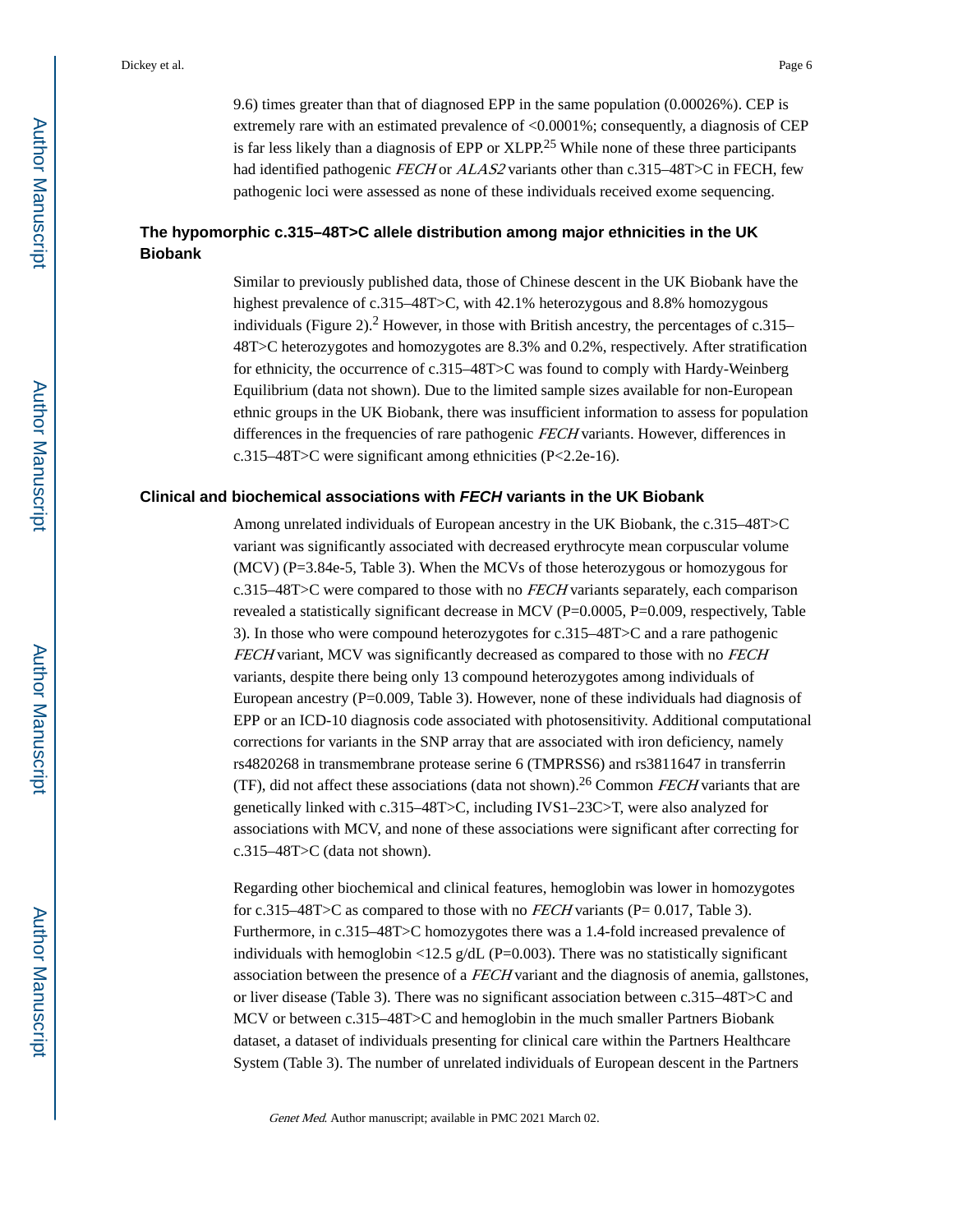9.6) times greater than that of diagnosed EPP in the same population (0.00026%). CEP is extremely rare with an estimated prevalence of <0.0001%; consequently, a diagnosis of CEP is far less likely than a diagnosis of EPP or XLPP.[25] While none of these three participants had identified pathogenic *FECH* or *ALAS2* variants other than c.315–48T>C in FECH, few pathogenic loci were assessed as none of these individuals received exome sequencing.

### The hypomorphic c.315–48T>C allele distribution among major ethnicities in the UK Biobank

Similar to previously published data, those of Chinese descent in the UK Biobank have the highest prevalence of c.315–48T>C, with 42.1% heterozygous and 8.8% homozygous individuals (Figure 2).[2] However, in those with British ancestry, the percentages of c.315–48T>C heterozygotes and homozygotes are 8.3% and 0.2%, respectively. After stratification for ethnicity, the occurrence of c.315–48T>C was found to comply with Hardy-Weinberg Equilibrium (data not shown). Due to the limited sample sizes available for non-European ethnic groups in the UK Biobank, there was insufficient information to assess for population differences in the frequencies of rare pathogenic *FECH* variants. However, differences in c.315–48T>C were significant among ethnicities (P<2.2e-16).

### Clinical and biochemical associations with *FECH* variants in the UK Biobank

Among unrelated individuals of European ancestry in the UK Biobank, the c.315–48T>C variant was significantly associated with decreased erythrocyte mean corpuscular volume (MCV) (P=3.84e-5, Table 3). When the MCVs of those heterozygous or homozygous for c.315–48T>C were compared to those with no *FECH* variants separately, each comparison revealed a statistically significant decrease in MCV (P=0.0005, P=0.009, respectively, Table 3). In those who were compound heterozygotes for c.315–48T>C and a rare pathogenic *FECH* variant, MCV was significantly decreased as compared to those with no *FECH* variants, despite there being only 13 compound heterozygotes among individuals of European ancestry (P=0.009, Table 3). However, none of these individuals had diagnosis of EPP or an ICD-10 diagnosis code associated with photosensitivity. Additional computational corrections for variants in the SNP array that are associated with iron deficiency, namely rs4820268 in transmembrane protease serine 6 (TMPRSS6) and rs3811647 in transferrin (TF), did not affect these associations (data not shown).[26] Common *FECH* variants that are genetically linked with c.315–48T>C, including IVS1–23C>T, were also analyzed for associations with MCV, and none of these associations were significant after correcting for c.315–48T>C (data not shown).

Regarding other biochemical and clinical features, hemoglobin was lower in homozygotes for c.315–48T>C as compared to those with no *FECH* variants (P= 0.017, Table 3). Furthermore, in c.315–48T>C homozygotes there was a 1.4-fold increased prevalence of individuals with hemoglobin <12.5 g/dL (P=0.003). There was no statistically significant association between the presence of a *FECH* variant and the diagnosis of anemia, gallstones, or liver disease (Table 3). There was no significant association between c.315–48T>C and MCV or between c.315–48T>C and hemoglobin in the much smaller Partners Biobank dataset, a dataset of individuals presenting for clinical care within the Partners Healthcare System (Table 3). The number of unrelated individuals of European descent in the Partners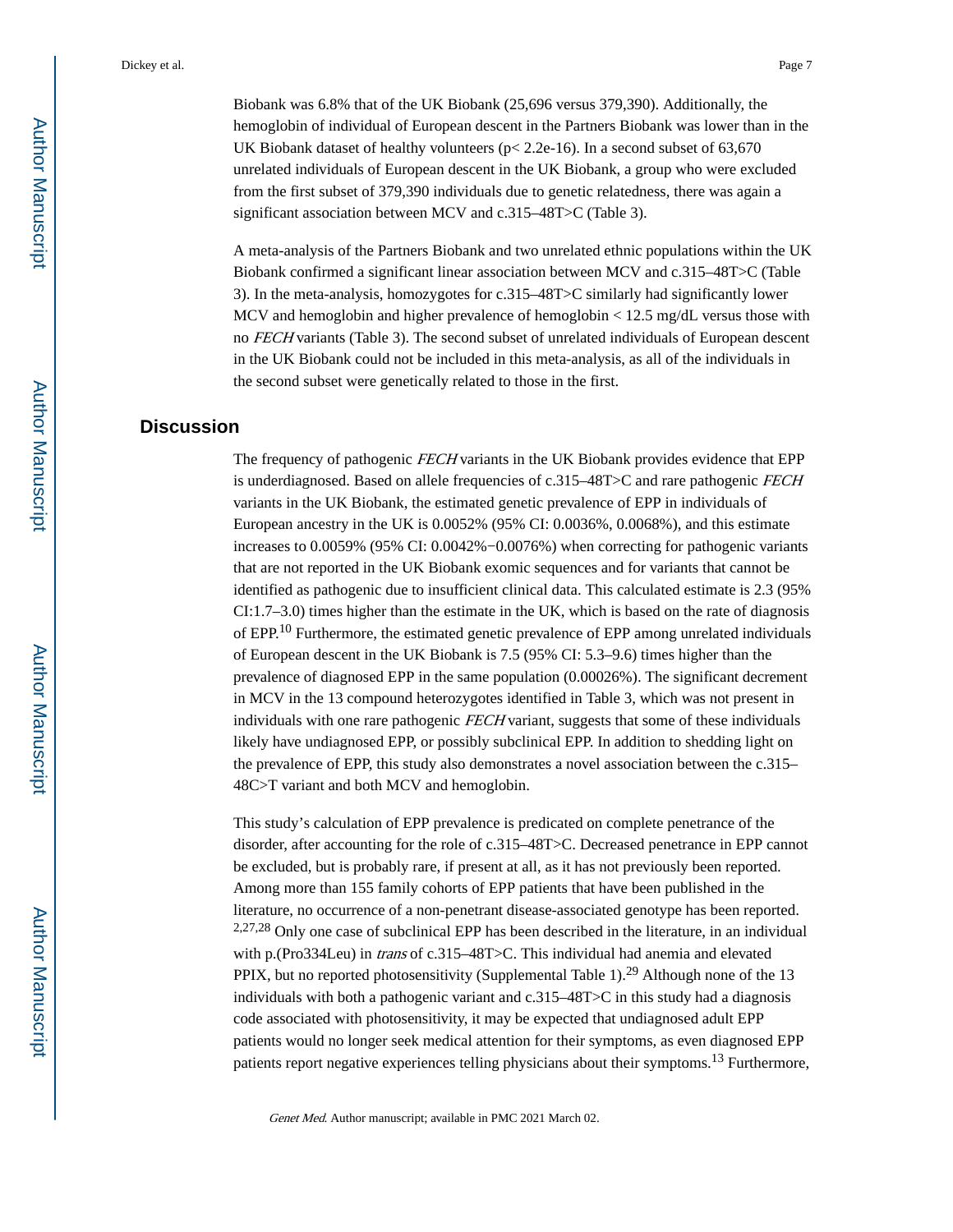Biobank was 6.8% that of the UK Biobank (25,696 versus 379,390). Additionally, the hemoglobin of individual of European descent in the Partners Biobank was lower than in the UK Biobank dataset of healthy volunteers ($p< 2.2e-16$). In a second subset of 63,670 unrelated individuals of European descent in the UK Biobank, a group who were excluded from the first subset of 379,390 individuals due to genetic relatedness, there was again a significant association between MCV and c.315–48T>C (Table 3).

A meta-analysis of the Partners Biobank and two unrelated ethnic populations within the UK Biobank confirmed a significant linear association between MCV and c.315–48T>C (Table 3). In the meta-analysis, homozygotes for c.315–48T>C similarly had significantly lower MCV and hemoglobin and higher prevalence of hemoglobin < 12.5 mg/dL versus those with no *FECH* variants (Table 3). The second subset of unrelated individuals of European descent in the UK Biobank could not be included in this meta-analysis, as all of the individuals in the second subset were genetically related to those in the first.

## Discussion

The frequency of pathogenic *FECH* variants in the UK Biobank provides evidence that EPP is underdiagnosed. Based on allele frequencies of c.315–48T>C and rare pathogenic *FECH* variants in the UK Biobank, the estimated genetic prevalence of EPP in individuals of European ancestry in the UK is 0.0052% (95% CI: 0.0036%, 0.0068%), and this estimate increases to 0.0059% (95% CI: 0.0042%−0.0076%) when correcting for pathogenic variants that are not reported in the UK Biobank exomic sequences and for variants that cannot be identified as pathogenic due to insufficient clinical data. This calculated estimate is 2.3 (95% CI:1.7–3.0) times higher than the estimate in the UK, which is based on the rate of diagnosis of EPP.[10] Furthermore, the estimated genetic prevalence of EPP among unrelated individuals of European descent in the UK Biobank is 7.5 (95% CI: 5.3–9.6) times higher than the prevalence of diagnosed EPP in the same population (0.00026%). The significant decrement in MCV in the 13 compound heterozygotes identified in Table 3, which was not present in individuals with one rare pathogenic *FECH* variant, suggests that some of these individuals likely have undiagnosed EPP, or possibly subclinical EPP. In addition to shedding light on the prevalence of EPP, this study also demonstrates a novel association between the c.315–48C>T variant and both MCV and hemoglobin.

This study's calculation of EPP prevalence is predicated on complete penetrance of the disorder, after accounting for the role of c.315–48T>C. Decreased penetrance in EPP cannot be excluded, but is probably rare, if present at all, as it has not previously been reported. Among more than 155 family cohorts of EPP patients that have been published in the literature, no occurrence of a non-penetrant disease-associated genotype has been reported.[2,27,28] Only one case of subclinical EPP has been described in the literature, in an individual with p.(Pro334Leu) in *trans* of c.315–48T>C. This individual had anemia and elevated PPIX, but no reported photosensitivity (Supplemental Table 1).[29] Although none of the 13 individuals with both a pathogenic variant and c.315–48T>C in this study had a diagnosis code associated with photosensitivity, it may be expected that undiagnosed adult EPP patients would no longer seek medical attention for their symptoms, as even diagnosed EPP patients report negative experiences telling physicians about their symptoms.[13] Furthermore,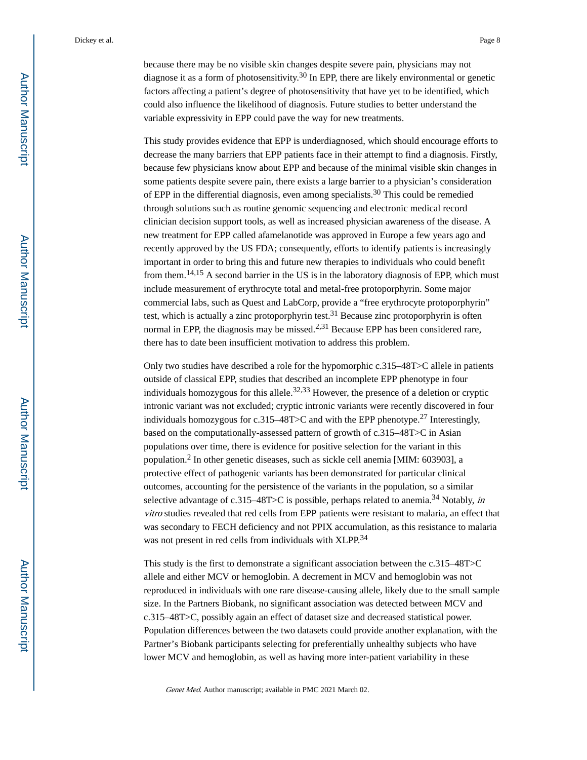because there may be no visible skin changes despite severe pain, physicians may not diagnose it as a form of photosensitivity.[30] In EPP, there are likely environmental or genetic factors affecting a patient's degree of photosensitivity that have yet to be identified, which could also influence the likelihood of diagnosis. Future studies to better understand the variable expressivity in EPP could pave the way for new treatments.

This study provides evidence that EPP is underdiagnosed, which should encourage efforts to decrease the many barriers that EPP patients face in their attempt to find a diagnosis. Firstly, because few physicians know about EPP and because of the minimal visible skin changes in some patients despite severe pain, there exists a large barrier to a physician's consideration of EPP in the differential diagnosis, even among specialists.[30] This could be remedied through solutions such as routine genomic sequencing and electronic medical record clinician decision support tools, as well as increased physician awareness of the disease. A new treatment for EPP called afamelanotide was approved in Europe a few years ago and recently approved by the US FDA; consequently, efforts to identify patients is increasingly important in order to bring this and future new therapies to individuals who could benefit from them.[14,15] A second barrier in the US is in the laboratory diagnosis of EPP, which must include measurement of erythrocyte total and metal-free protoporphyrin. Some major commercial labs, such as Quest and LabCorp, provide a "free erythrocyte protoporphyrin" test, which is actually a zinc protoporphyrin test.[31] Because zinc protoporphyrin is often normal in EPP, the diagnosis may be missed.[2,31] Because EPP has been considered rare, there has to date been insufficient motivation to address this problem.

Only two studies have described a role for the hypomorphic c.315–48T>C allele in patients outside of classical EPP, studies that described an incomplete EPP phenotype in four individuals homozygous for this allele.[32,33] However, the presence of a deletion or cryptic intronic variant was not excluded; cryptic intronic variants were recently discovered in four individuals homozygous for c.315–48T>C and with the EPP phenotype.[27] Interestingly, based on the computationally-assessed pattern of growth of c.315–48T>C in Asian populations over time, there is evidence for positive selection for the variant in this population.[2] In other genetic diseases, such as sickle cell anemia [MIM: 603903], a protective effect of pathogenic variants has been demonstrated for particular clinical outcomes, accounting for the persistence of the variants in the population, so a similar selective advantage of c.315–48T>C is possible, perhaps related to anemia.[34] Notably, *in vitro* studies revealed that red cells from EPP patients were resistant to malaria, an effect that was secondary to FECH deficiency and not PPIX accumulation, as this resistance to malaria was not present in red cells from individuals with XLPP.[34]

This study is the first to demonstrate a significant association between the c.315–48T>C allele and either MCV or hemoglobin. A decrement in MCV and hemoglobin was not reproduced in individuals with one rare disease-causing allele, likely due to the small sample size. In the Partners Biobank, no significant association was detected between MCV and c.315–48T>C, possibly again an effect of dataset size and decreased statistical power. Population differences between the two datasets could provide another explanation, with the Partner's Biobank participants selecting for preferentially unhealthy subjects who have lower MCV and hemoglobin, as well as having more inter-patient variability in these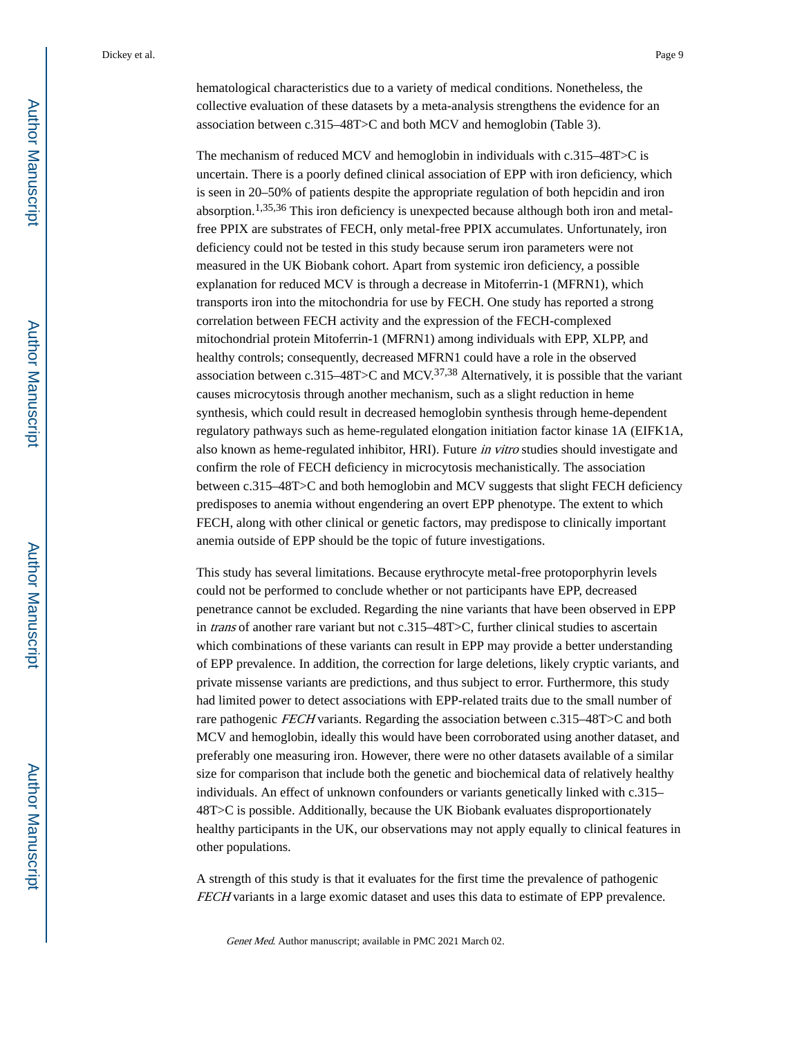hematological characteristics due to a variety of medical conditions. Nonetheless, the collective evaluation of these datasets by a meta-analysis strengthens the evidence for an association between c.315–48T>C and both MCV and hemoglobin (Table 3).

The mechanism of reduced MCV and hemoglobin in individuals with c.315–48T>C is uncertain. There is a poorly defined clinical association of EPP with iron deficiency, which is seen in 20–50% of patients despite the appropriate regulation of both hepcidin and iron absorption.[1,35,36] This iron deficiency is unexpected because although both iron and metal-free PPIX are substrates of FECH, only metal-free PPIX accumulates. Unfortunately, iron deficiency could not be tested in this study because serum iron parameters were not measured in the UK Biobank cohort. Apart from systemic iron deficiency, a possible explanation for reduced MCV is through a decrease in Mitoferrin-1 (MFRN1), which transports iron into the mitochondria for use by FECH. One study has reported a strong correlation between FECH activity and the expression of the FECH-complexed mitochondrial protein Mitoferrin-1 (MFRN1) among individuals with EPP, XLPP, and healthy controls; consequently, decreased MFRN1 could have a role in the observed association between c.315–48T>C and MCV.[37,38] Alternatively, it is possible that the variant causes microcytosis through another mechanism, such as a slight reduction in heme synthesis, which could result in decreased hemoglobin synthesis through heme-dependent regulatory pathways such as heme-regulated elongation initiation factor kinase 1A (EIFK1A, also known as heme-regulated inhibitor, HRI). Future *in vitro* studies should investigate and confirm the role of FECH deficiency in microcytosis mechanistically. The association between c.315–48T>C and both hemoglobin and MCV suggests that slight FECH deficiency predisposes to anemia without engendering an overt EPP phenotype. The extent to which FECH, along with other clinical or genetic factors, may predispose to clinically important anemia outside of EPP should be the topic of future investigations.

This study has several limitations. Because erythrocyte metal-free protoporphyrin levels could not be performed to conclude whether or not participants have EPP, decreased penetrance cannot be excluded. Regarding the nine variants that have been observed in EPP in *trans* of another rare variant but not c.315–48T>C, further clinical studies to ascertain which combinations of these variants can result in EPP may provide a better understanding of EPP prevalence. In addition, the correction for large deletions, likely cryptic variants, and private missense variants are predictions, and thus subject to error. Furthermore, this study had limited power to detect associations with EPP-related traits due to the small number of rare pathogenic *FECH* variants. Regarding the association between c.315–48T>C and both MCV and hemoglobin, ideally this would have been corroborated using another dataset, and preferably one measuring iron. However, there were no other datasets available of a similar size for comparison that include both the genetic and biochemical data of relatively healthy individuals. An effect of unknown confounders or variants genetically linked with c.315–48T>C is possible. Additionally, because the UK Biobank evaluates disproportionately healthy participants in the UK, our observations may not apply equally to clinical features in other populations.

A strength of this study is that it evaluates for the first time the prevalence of pathogenic *FECH* variants in a large exomic dataset and uses this data to estimate of EPP prevalence.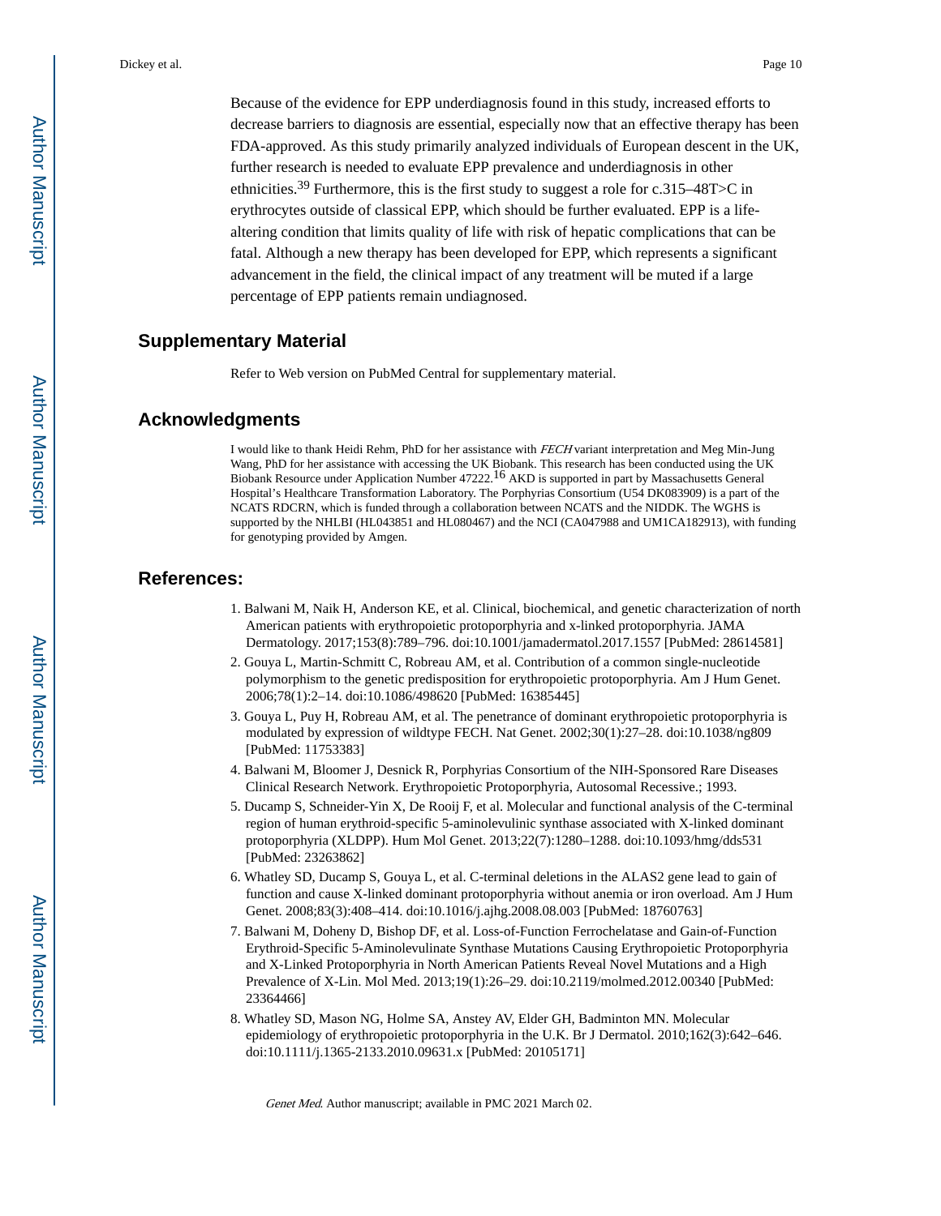Because of the evidence for EPP underdiagnosis found in this study, increased efforts to decrease barriers to diagnosis are essential, especially now that an effective therapy has been FDA-approved. As this study primarily analyzed individuals of European descent in the UK, further research is needed to evaluate EPP prevalence and underdiagnosis in other ethnicities.[39] Furthermore, this is the first study to suggest a role for c.315–48T>C in erythrocytes outside of classical EPP, which should be further evaluated. EPP is a life-altering condition that limits quality of life with risk of hepatic complications that can be fatal. Although a new therapy has been developed for EPP, which represents a significant advancement in the field, the clinical impact of any treatment will be muted if a large percentage of EPP patients remain undiagnosed.

## Supplementary Material

Refer to Web version on PubMed Central for supplementary material.

## Acknowledgments

I would like to thank Heidi Rehm, PhD for her assistance with *FECH* variant interpretation and Meg Min-Jung Wang, PhD for her assistance with accessing the UK Biobank. This research has been conducted using the UK Biobank Resource under Application Number 47222.[16] AKD is supported in part by Massachusetts General Hospital's Healthcare Transformation Laboratory. The Porphyrias Consortium (U54 DK083909) is a part of the NCATS RDCRN, which is funded through a collaboration between NCATS and the NIDDK. The WGHS is supported by the NHLBI (HL043851 and HL080467) and the NCI (CA047988 and UM1CA182913), with funding for genotyping provided by Amgen.

## References:

1. Balwani M, Naik H, Anderson KE, et al. Clinical, biochemical, and genetic characterization of north American patients with erythropoietic protoporphyria and x-linked protoporphyria. JAMA Dermatology. 2017;153(8):789–796. doi:10.1001/jamadermatol.2017.1557 [PubMed: 28614581]
2. Gouya L, Martin-Schmitt C, Robreau AM, et al. Contribution of a common single-nucleotide polymorphism to the genetic predisposition for erythropoietic protoporphyria. Am J Hum Genet. 2006;78(1):2–14. doi:10.1086/498620 [PubMed: 16385445]
3. Gouya L, Puy H, Robreau AM, et al. The penetrance of dominant erythropoietic protoporphyria is modulated by expression of wildtype FECH. Nat Genet. 2002;30(1):27–28. doi:10.1038/ng809 [PubMed: 11753383]
4. Balwani M, Bloomer J, Desnick R, Porphyrias Consortium of the NIH-Sponsored Rare Diseases Clinical Research Network. Erythropoietic Protoporphyria, Autosomal Recessive.; 1993.
5. Ducamp S, Schneider-Yin X, De Rooij F, et al. Molecular and functional analysis of the C-terminal region of human erythroid-specific 5-aminolevulinic synthase associated with X-linked dominant protoporphyria (XLDPP). Hum Mol Genet. 2013;22(7):1280–1288. doi:10.1093/hmg/dds531 [PubMed: 23263862]
6. Whatley SD, Ducamp S, Gouya L, et al. C-terminal deletions in the ALAS2 gene lead to gain of function and cause X-linked dominant protoporphyria without anemia or iron overload. Am J Hum Genet. 2008;83(3):408–414. doi:10.1016/j.ajhg.2008.08.003 [PubMed: 18760763]
7. Balwani M, Doheny D, Bishop DF, et al. Loss-of-Function Ferrochelatase and Gain-of-Function Erythroid-Specific 5-Aminolevulinate Synthase Mutations Causing Erythropoietic Protoporphyria and X-Linked Protoporphyria in North American Patients Reveal Novel Mutations and a High Prevalence of X-Lin. Mol Med. 2013;19(1):26–29. doi:10.2119/molmed.2012.00340 [PubMed: 23364466]
8. Whatley SD, Mason NG, Holme SA, Anstey AV, Elder GH, Badminton MN. Molecular epidemiology of erythropoietic protoporphyria in the U.K. Br J Dermatol. 2010;162(3):642–646. doi:10.1111/j.1365-2133.2010.09631.x [PubMed: 20105171]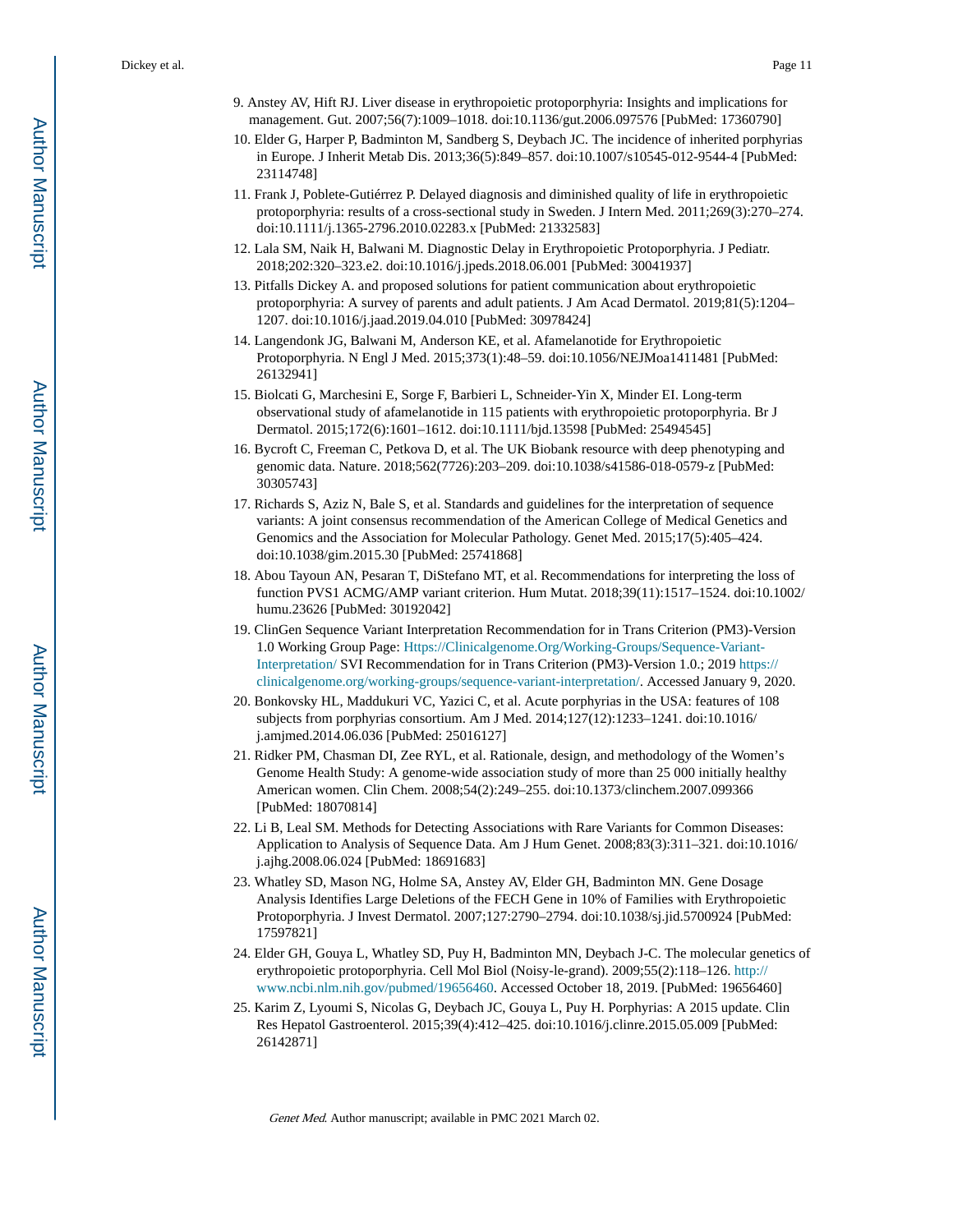9. Anstey AV, Hift RJ. Liver disease in erythropoietic protoporphyria: Insights and implications for management. Gut. 2007;56(7):1009–1018. doi:10.1136/gut.2006.097576 [PubMed: 17360790]
10. Elder G, Harper P, Badminton M, Sandberg S, Deybach JC. The incidence of inherited porphyrias in Europe. J Inherit Metab Dis. 2013;36(5):849–857. doi:10.1007/s10545-012-9544-4 [PubMed: 23114748]
11. Frank J, Poblete-Gutiérrez P. Delayed diagnosis and diminished quality of life in erythropoietic protoporphyria: results of a cross-sectional study in Sweden. J Intern Med. 2011;269(3):270–274. doi:10.1111/j.1365-2796.2010.02283.x [PubMed: 21332583]
12. Lala SM, Naik H, Balwani M. Diagnostic Delay in Erythropoietic Protoporphyria. J Pediatr. 2018;202:320–323.e2. doi:10.1016/j.jpeds.2018.06.001 [PubMed: 30041937]
13. Pitfalls Dickey A. and proposed solutions for patient communication about erythropoietic protoporphyria: A survey of parents and adult patients. J Am Acad Dermatol. 2019;81(5):1204–1207. doi:10.1016/j.jaad.2019.04.010 [PubMed: 30978424]
14. Langendonk JG, Balwani M, Anderson KE, et al. Afamelanotide for Erythropoietic Protoporphyria. N Engl J Med. 2015;373(1):48–59. doi:10.1056/NEJMoa1411481 [PubMed: 26132941]
15. Biolcati G, Marchesini E, Sorge F, Barbieri L, Schneider-Yin X, Minder EI. Long-term observational study of afamelanotide in 115 patients with erythropoietic protoporphyria. Br J Dermatol. 2015;172(6):1601–1612. doi:10.1111/bjd.13598 [PubMed: 25494545]
16. Bycroft C, Freeman C, Petkova D, et al. The UK Biobank resource with deep phenotyping and genomic data. Nature. 2018;562(7726):203–209. doi:10.1038/s41586-018-0579-z [PubMed: 30305743]
17. Richards S, Aziz N, Bale S, et al. Standards and guidelines for the interpretation of sequence variants: A joint consensus recommendation of the American College of Medical Genetics and Genomics and the Association for Molecular Pathology. Genet Med. 2015;17(5):405–424. doi:10.1038/gim.2015.30 [PubMed: 25741868]
18. Abou Tayoun AN, Pesaran T, DiStefano MT, et al. Recommendations for interpreting the loss of function PVS1 ACMG/AMP variant criterion. Hum Mutat. 2018;39(11):1517–1524. doi:10.1002/humu.23626 [PubMed: 30192042]
19. ClinGen Sequence Variant Interpretation Recommendation for in Trans Criterion (PM3)-Version 1.0 Working Group Page: Https://Clinicalgenome.Org/Working-Groups/Sequence-Variant-Interpretation/ SVI Recommendation for in Trans Criterion (PM3)-Version 1.0.; 2019 https://clinicalgenome.org/working-groups/sequence-variant-interpretation/. Accessed January 9, 2020.
20. Bonkovsky HL, Maddukuri VC, Yazici C, et al. Acute porphyrias in the USA: features of 108 subjects from porphyrias consortium. Am J Med. 2014;127(12):1233–1241. doi:10.1016/j.amjmed.2014.06.036 [PubMed: 25016127]
21. Ridker PM, Chasman DI, Zee RYL, et al. Rationale, design, and methodology of the Women's Genome Health Study: A genome-wide association study of more than 25 000 initially healthy American women. Clin Chem. 2008;54(2):249–255. doi:10.1373/clinchem.2007.099366 [PubMed: 18070814]
22. Li B, Leal SM. Methods for Detecting Associations with Rare Variants for Common Diseases: Application to Analysis of Sequence Data. Am J Hum Genet. 2008;83(3):311–321. doi:10.1016/j.ajhg.2008.06.024 [PubMed: 18691683]
23. Whatley SD, Mason NG, Holme SA, Anstey AV, Elder GH, Badminton MN. Gene Dosage Analysis Identifies Large Deletions of the FECH Gene in 10% of Families with Erythropoietic Protoporphyria. J Invest Dermatol. 2007;127:2790–2794. doi:10.1038/sj.jid.5700924 [PubMed: 17597821]
24. Elder GH, Gouya L, Whatley SD, Puy H, Badminton MN, Deybach J-C. The molecular genetics of erythropoietic protoporphyria. Cell Mol Biol (Noisy-le-grand). 2009;55(2):118–126. http://www.ncbi.nlm.nih.gov/pubmed/19656460. Accessed October 18, 2019. [PubMed: 19656460]
25. Karim Z, Lyoumi S, Nicolas G, Deybach JC, Gouya L, Puy H. Porphyrias: A 2015 update. Clin Res Hepatol Gastroenterol. 2015;39(4):412–425. doi:10.1016/j.clinre.2015.05.009 [PubMed: 26142871]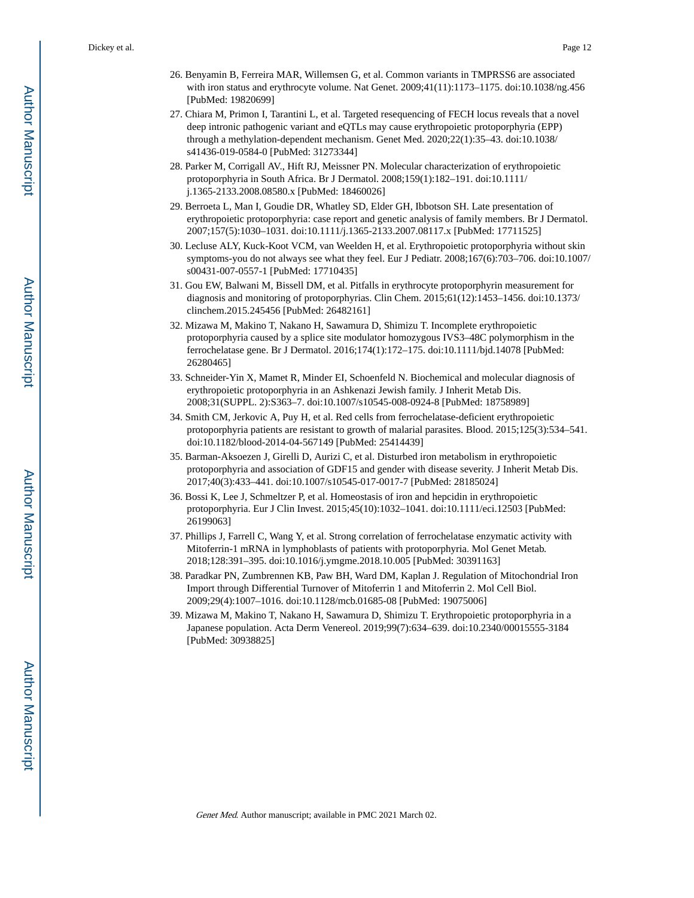26. Benyamin B, Ferreira MAR, Willemsen G, et al. Common variants in TMPRSS6 are associated with iron status and erythrocyte volume. Nat Genet. 2009;41(11):1173–1175. doi:10.1038/ng.456 [PubMed: 19820699]
27. Chiara M, Primon I, Tarantini L, et al. Targeted resequencing of FECH locus reveals that a novel deep intronic pathogenic variant and eQTLs may cause erythropoietic protoporphyria (EPP) through a methylation-dependent mechanism. Genet Med. 2020;22(1):35–43. doi:10.1038/s41436-019-0584-0 [PubMed: 31273344]
28. Parker M, Corrigall AV., Hift RJ, Meissner PN. Molecular characterization of erythropoietic protoporphyria in South Africa. Br J Dermatol. 2008;159(1):182–191. doi:10.1111/j.1365-2133.2008.08580.x [PubMed: 18460026]
29. Berroeta L, Man I, Goudie DR, Whatley SD, Elder GH, Ibbotson SH. Late presentation of erythropoietic protoporphyria: case report and genetic analysis of family members. Br J Dermatol. 2007;157(5):1030–1031. doi:10.1111/j.1365-2133.2007.08117.x [PubMed: 17711525]
30. Lecluse ALY, Kuck-Koot VCM, van Weelden H, et al. Erythropoietic protoporphyria without skin symptoms-you do not always see what they feel. Eur J Pediatr. 2008;167(6):703–706. doi:10.1007/s00431-007-0557-1 [PubMed: 17710435]
31. Gou EW, Balwani M, Bissell DM, et al. Pitfalls in erythrocyte protoporphyrin measurement for diagnosis and monitoring of protoporphyrias. Clin Chem. 2015;61(12):1453–1456. doi:10.1373/clinchem.2015.245456 [PubMed: 26482161]
32. Mizawa M, Makino T, Nakano H, Sawamura D, Shimizu T. Incomplete erythropoietic protoporphyria caused by a splice site modulator homozygous IVS3–48C polymorphism in the ferrochelatase gene. Br J Dermatol. 2016;174(1):172–175. doi:10.1111/bjd.14078 [PubMed: 26280465]
33. Schneider-Yin X, Mamet R, Minder EI, Schoenfeld N. Biochemical and molecular diagnosis of erythropoietic protoporphyria in an Ashkenazi Jewish family. J Inherit Metab Dis. 2008;31(SUPPL. 2):S363–7. doi:10.1007/s10545-008-0924-8 [PubMed: 18758989]
34. Smith CM, Jerkovic A, Puy H, et al. Red cells from ferrochelatase-deficient erythropoietic protoporphyria patients are resistant to growth of malarial parasites. Blood. 2015;125(3):534–541. doi:10.1182/blood-2014-04-567149 [PubMed: 25414439]
35. Barman-Aksoezen J, Girelli D, Aurizi C, et al. Disturbed iron metabolism in erythropoietic protoporphyria and association of GDF15 and gender with disease severity. J Inherit Metab Dis. 2017;40(3):433–441. doi:10.1007/s10545-017-0017-7 [PubMed: 28185024]
36. Bossi K, Lee J, Schmeltzer P, et al. Homeostasis of iron and hepcidin in erythropoietic protoporphyria. Eur J Clin Invest. 2015;45(10):1032–1041. doi:10.1111/eci.12503 [PubMed: 26199063]
37. Phillips J, Farrell C, Wang Y, et al. Strong correlation of ferrochelatase enzymatic activity with Mitoferrin-1 mRNA in lymphoblasts of patients with protoporphyria. Mol Genet Metab. 2018;128:391–395. doi:10.1016/j.ymgme.2018.10.005 [PubMed: 30391163]
38. Paradkar PN, Zumbrennen KB, Paw BH, Ward DM, Kaplan J. Regulation of Mitochondrial Iron Import through Differential Turnover of Mitoferrin 1 and Mitoferrin 2. Mol Cell Biol. 2009;29(4):1007–1016. doi:10.1128/mcb.01685-08 [PubMed: 19075006]
39. Mizawa M, Makino T, Nakano H, Sawamura D, Shimizu T. Erythropoietic protoporphyria in a Japanese population. Acta Derm Venereol. 2019;99(7):634–639. doi:10.2340/00015555-3184 [PubMed: 30938825]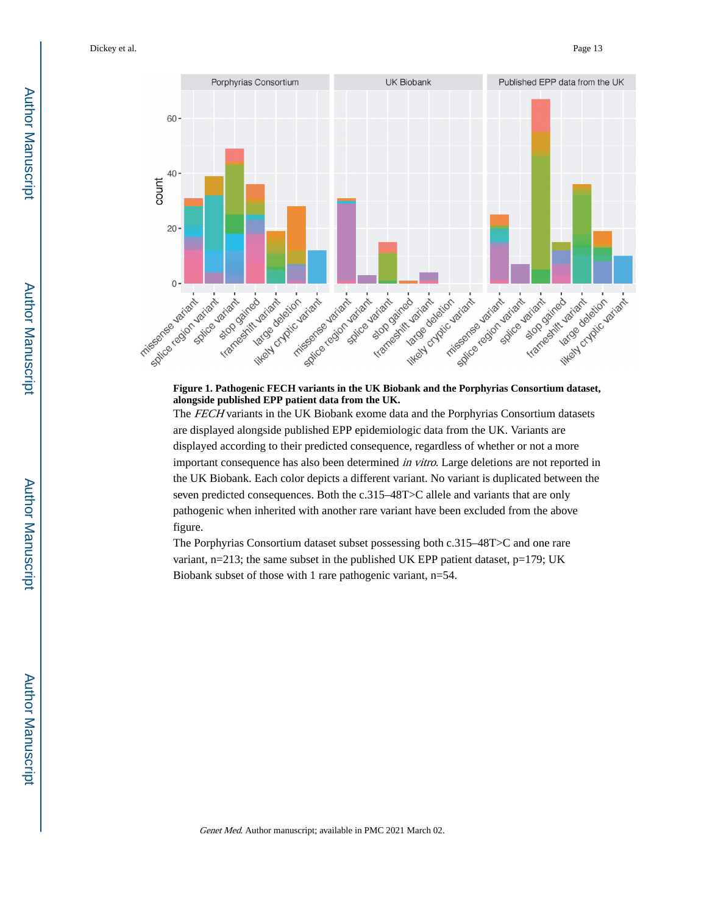**Figure 1. Pathogenic FECH variants in the UK Biobank and the Porphyrias Consortium dataset, alongside published EPP patient data from the UK.**

The *FECH* variants in the UK Biobank exome data and the Porphyrias Consortium datasets are displayed alongside published EPP epidemiologic data from the UK. Variants are displayed according to their predicted consequence, regardless of whether or not a more important consequence has also been determined *in vitro*. Large deletions are not reported in the UK Biobank. Each color depicts a different variant. No variant is duplicated between the seven predicted consequences. Both the c.315–48T>C allele and variants that are only pathogenic when inherited with another rare variant have been excluded from the above figure.

The Porphyrias Consortium dataset subset possessing both c.315–48T>C and one rare variant, n=213; the same subset in the published UK EPP patient dataset, p=179; UK Biobank subset of those with 1 rare pathogenic variant, n=54.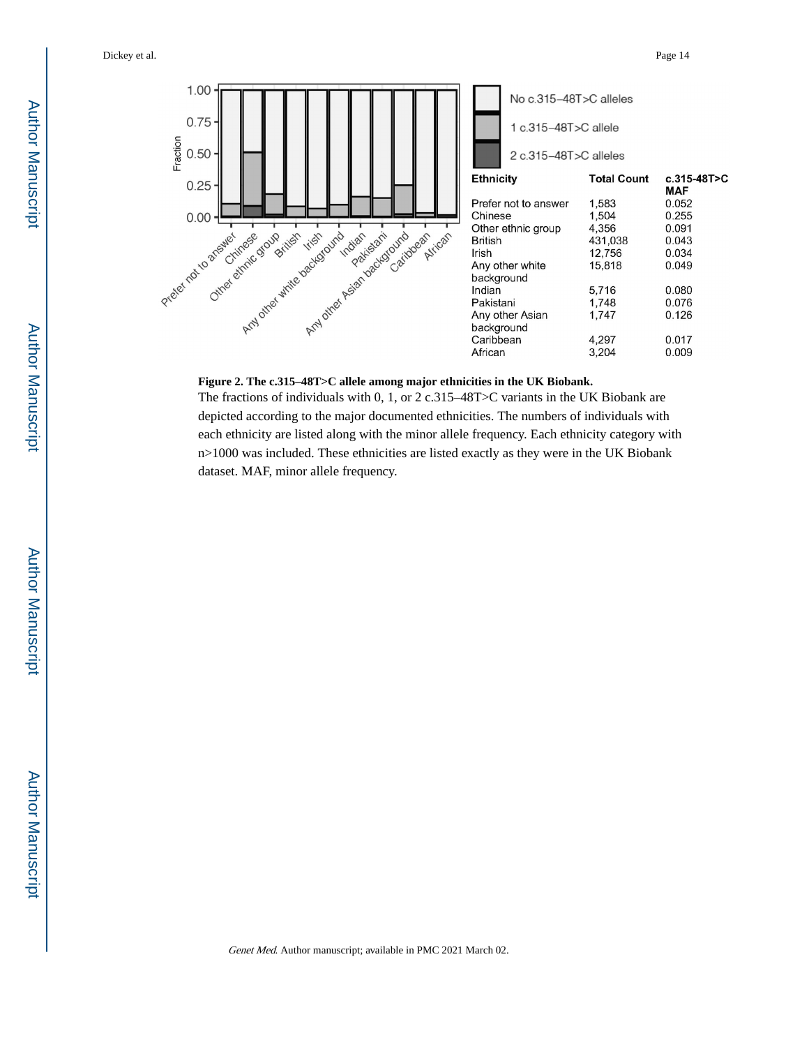| Ethnicity | Total Count | c.315-48T>C MAF |
|---|---|---|
| Prefer not to answer | 1,583 | 0.052 |
| Chinese | 1,504 | 0.255 |
| Other ethnic group | 4,356 | 0.091 |
| British | 431,038 | 0.043 |
| Irish | 12,756 | 0.034 |
| Any other white background | 15,818 | 0.049 |
| Indian | 5,716 | 0.080 |
| Pakistani | 1,748 | 0.076 |
| Any other Asian background | 1,747 | 0.126 |
| Caribbean | 4,297 | 0.017 |
| African | 3,204 | 0.009 |

**Figure 2. The c.315–48T>C allele among major ethnicities in the UK Biobank.**

The fractions of individuals with 0, 1, or 2 c.315–48T>C variants in the UK Biobank are depicted according to the major documented ethnicities. The numbers of individuals with each ethnicity are listed along with the minor allele frequency. Each ethnicity category with n>1000 was included. These ethnicities are listed exactly as they were in the UK Biobank dataset. MAF, minor allele frequency.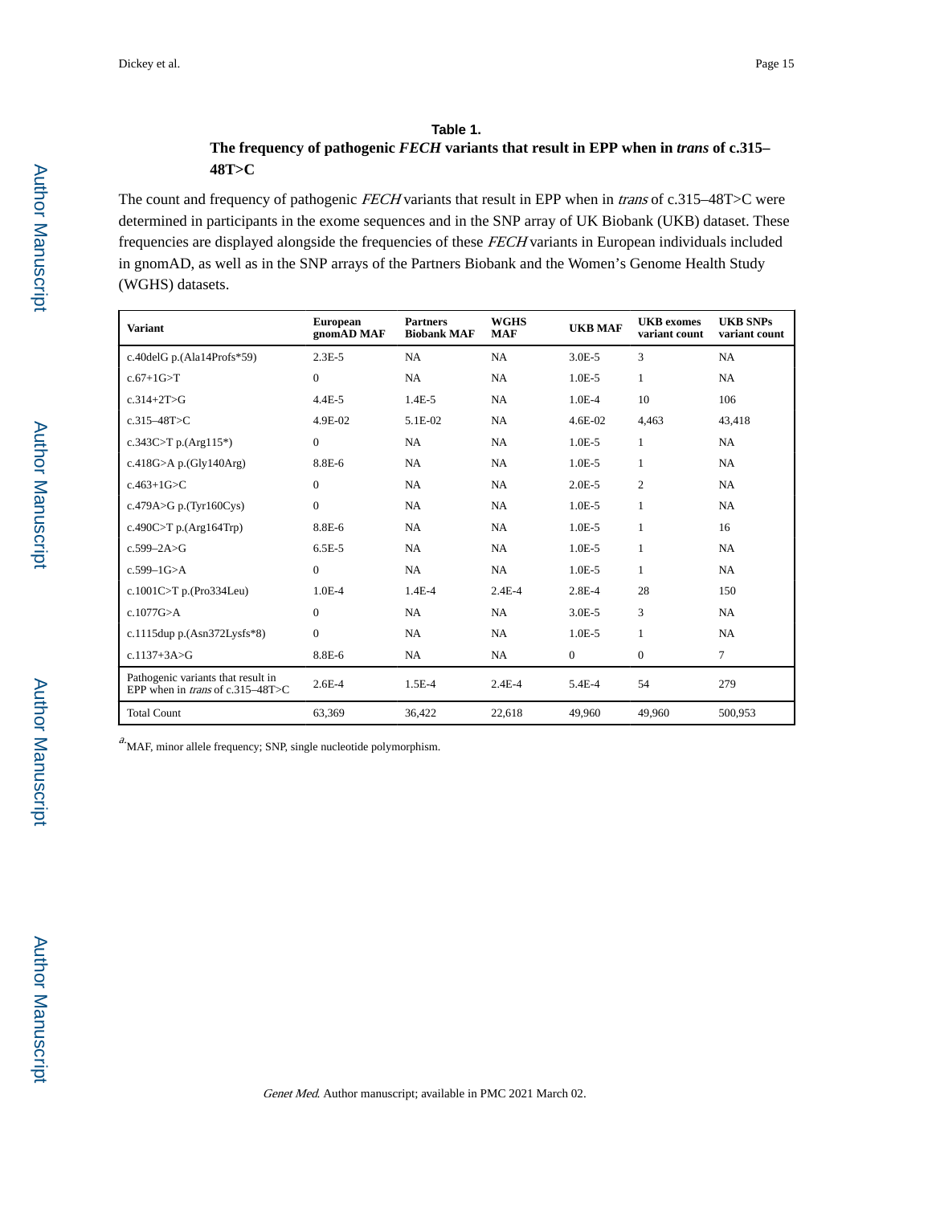**Table 1.**

**The frequency of pathogenic *FECH* variants that result in EPP when in *trans* of c.315–48T>C**

The count and frequency of pathogenic *FECH* variants that result in EPP when in *trans* of c.315–48T>C were determined in participants in the exome sequences and in the SNP array of UK Biobank (UKB) dataset. These frequencies are displayed alongside the frequencies of these *FECH* variants in European individuals included in gnomAD, as well as in the SNP arrays of the Partners Biobank and the Women's Genome Health Study (WGHS) datasets.

| Variant | European gnomAD MAF | Partners Biobank MAF | WGHS MAF | UKB MAF | UKB exomes variant count | UKB SNPs variant count |
|---|---|---|---|---|---|---|
| c.40delG p.(Ala14Profs*59) | 2.3E-5 | NA | NA | 3.0E-5 | 3 | NA |
| c.67+1G>T | 0 | NA | NA | 1.0E-5 | 1 | NA |
| c.314+2T>G | 4.4E-5 | 1.4E-5 | NA | 1.0E-4 | 10 | 106 |
| c.315–48T>C | 4.9E-02 | 5.1E-02 | NA | 4.6E-02 | 4,463 | 43,418 |
| c.343C>T p.(Arg115*) | 0 | NA | NA | 1.0E-5 | 1 | NA |
| c.418G>A p.(Gly140Arg) | 8.8E-6 | NA | NA | 1.0E-5 | 1 | NA |
| c.463+1G>C | 0 | NA | NA | 2.0E-5 | 2 | NA |
| c.479A>G p.(Tyr160Cys) | 0 | NA | NA | 1.0E-5 | 1 | NA |
| c.490C>T p.(Arg164Trp) | 8.8E-6 | NA | NA | 1.0E-5 | 1 | 16 |
| c.599–2A>G | 6.5E-5 | NA | NA | 1.0E-5 | 1 | NA |
| c.599–1G>A | 0 | NA | NA | 1.0E-5 | 1 | NA |
| c.1001C>T p.(Pro334Leu) | 1.0E-4 | 1.4E-4 | 2.4E-4 | 2.8E-4 | 28 | 150 |
| c.1077G>A | 0 | NA | NA | 3.0E-5 | 3 | NA |
| c.1115dup p.(Asn372Lysfs*8) | 0 | NA | NA | 1.0E-5 | 1 | NA |
| c.1137+3A>G | 8.8E-6 | NA | NA | 0 | 0 | 7 |
| Pathogenic variants that result in EPP when in *trans* of c.315–48T>C | 2.6E-4 | 1.5E-4 | 2.4E-4 | 5.4E-4 | 54 | 279 |
| Total Count | 63,369 | 36,422 | 22,618 | 49,960 | 49,960 | 500,953 |

[a] MAF, minor allele frequency; SNP, single nucleotide polymorphism.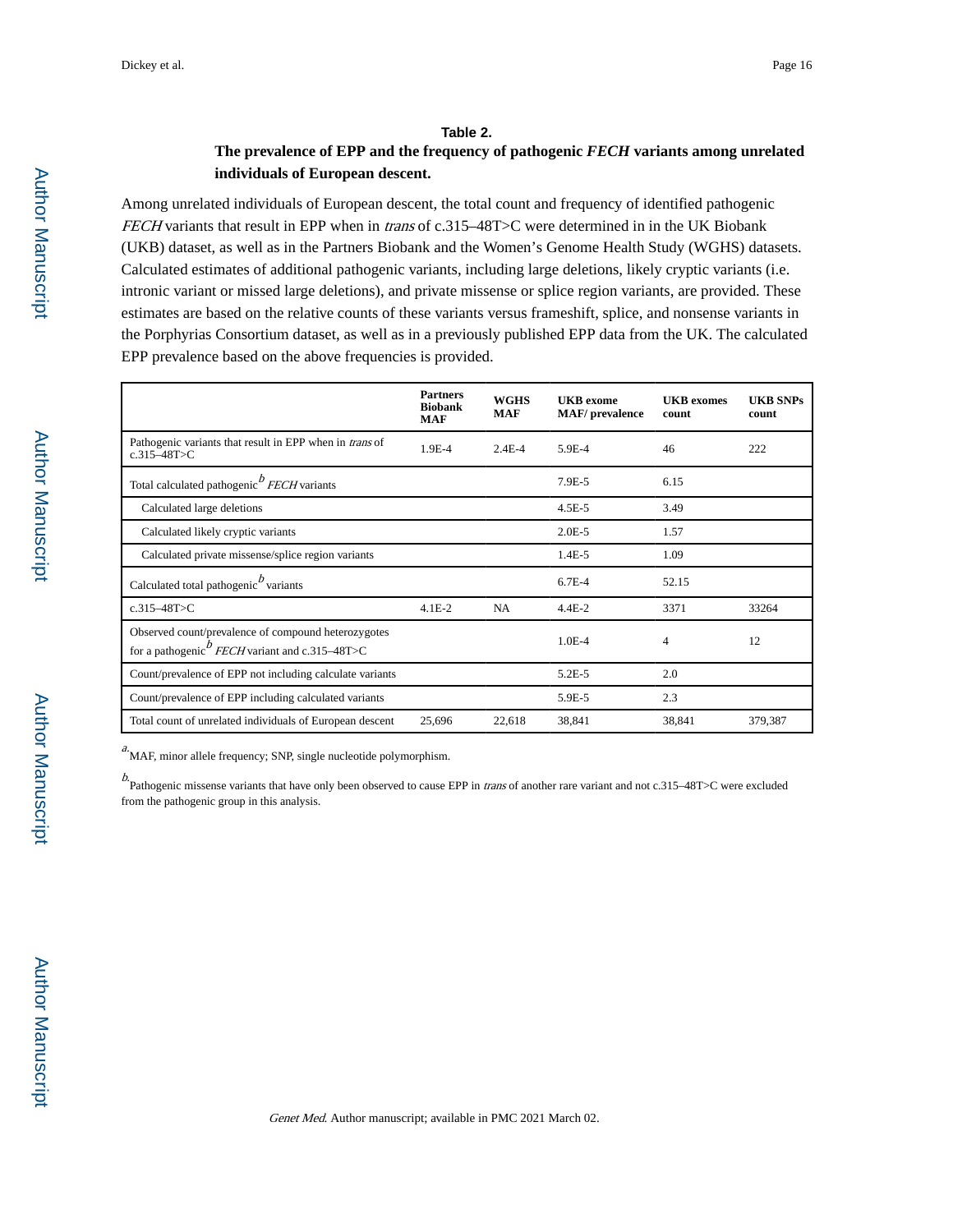**Table 2.**

**The prevalence of EPP and the frequency of pathogenic *FECH* variants among unrelated individuals of European descent.**

Among unrelated individuals of European descent, the total count and frequency of identified pathogenic *FECH* variants that result in EPP when in *trans* of c.315–48T>C were determined in in the UK Biobank (UKB) dataset, as well as in the Partners Biobank and the Women's Genome Health Study (WGHS) datasets. Calculated estimates of additional pathogenic variants, including large deletions, likely cryptic variants (i.e. intronic variant or missed large deletions), and private missense or splice region variants, are provided. These estimates are based on the relative counts of these variants versus frameshift, splice, and nonsense variants in the Porphyrias Consortium dataset, as well as in a previously published EPP data from the UK. The calculated EPP prevalence based on the above frequencies is provided.

| | Partners Biobank MAF | WGHS MAF | UKB exome MAF/ prevalence | UKB exomes count | UKB SNPs count |
|---|---|---|---|---|---|
| Pathogenic variants that result in EPP when in *trans* of c.315–48T>C | 1.9E-4 | 2.4E-4 | 5.9E-4 | 46 | 222 |
| Total calculated pathogenic[b] *FECH* variants | | | 7.9E-5 | 6.15 | |
| Calculated large deletions | | | 4.5E-5 | 3.49 | |
| Calculated likely cryptic variants | | | 2.0E-5 | 1.57 | |
| Calculated private missense/splice region variants | | | 1.4E-5 | 1.09 | |
| Calculated total pathogenic[b] variants | | | 6.7E-4 | 52.15 | |
| c.315–48T>C | 4.1E-2 | NA | 4.4E-2 | 3371 | 33264 |
| Observed count/prevalence of compound heterozygotes for a pathogenic[b] *FECH* variant and c.315–48T>C | | | 1.0E-4 | 4 | 12 |
| Count/prevalence of EPP not including calculate variants | | | 5.2E-5 | 2.0 | |
| Count/prevalence of EPP including calculated variants | | | 5.9E-5 | 2.3 | |
| Total count of unrelated individuals of European descent | 25,696 | 22,618 | 38,841 | 38,841 | 379,387 |

[a] MAF, minor allele frequency; SNP, single nucleotide polymorphism.

[b] Pathogenic missense variants that have only been observed to cause EPP in *trans* of another rare variant and not c.315–48T>C were excluded from the pathogenic group in this analysis.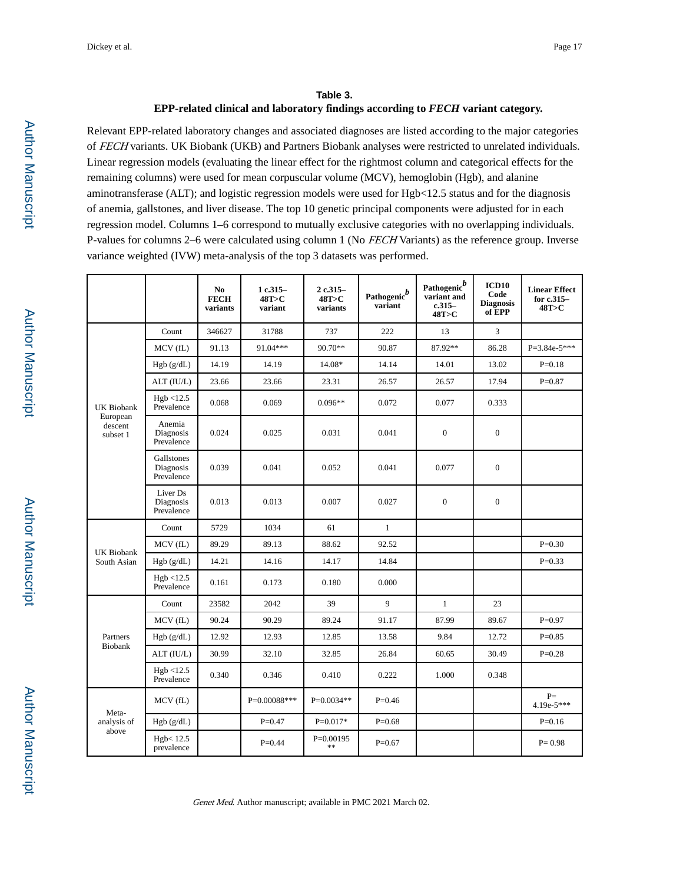**Table 3.**

**EPP-related clinical and laboratory findings according to *FECH* variant category.**

Relevant EPP-related laboratory changes and associated diagnoses are listed according to the major categories of *FECH* variants. UK Biobank (UKB) and Partners Biobank analyses were restricted to unrelated individuals. Linear regression models (evaluating the linear effect for the rightmost column and categorical effects for the remaining columns) were used for mean corpuscular volume (MCV), hemoglobin (Hgb), and alanine aminotransferase (ALT); and logistic regression models were used for Hgb<12.5 status and for the diagnosis of anemia, gallstones, and liver disease. The top 10 genetic principal components were adjusted for in each regression model. Columns 1–6 correspond to mutually exclusive categories with no overlapping individuals. P-values for columns 2–6 were calculated using column 1 (No *FECH* Variants) as the reference group. Inverse variance weighted (IVW) meta-analysis of the top 3 datasets was performed.

| | | No FECH variants | 1 c.315–48T>C variant | 2 c.315–48T>C variants | Pathogenic[b] variant | Pathogenic[b] variant and c.315–48T>C | ICD10 Code Diagnosis of EPP | Linear Effect for c.315–48T>C |
|---|---|---|---|---|---|---|---|---|
| UK Biobank European descent subset 1 | Count | 346627 | 31788 | 737 | 222 | 13 | 3 | |
| | MCV (fL) | 91.13 | 91.04*** | 90.70** | 90.87 | 87.92** | 86.28 | P=3.84e-5*** |
| | Hgb (g/dL) | 14.19 | 14.19 | 14.08* | 14.14 | 14.01 | 13.02 | P=0.18 |
| | ALT (IU/L) | 23.66 | 23.66 | 23.31 | 26.57 | 26.57 | 17.94 | P=0.87 |
| | Hgb <12.5 Prevalence | 0.068 | 0.069 | 0.096** | 0.072 | 0.077 | 0.333 | |
| | Anemia Diagnosis Prevalence | 0.024 | 0.025 | 0.031 | 0.041 | 0 | 0 | |
| | Gallstones Diagnosis Prevalence | 0.039 | 0.041 | 0.052 | 0.041 | 0.077 | 0 | |
| | Liver Ds Diagnosis Prevalence | 0.013 | 0.013 | 0.007 | 0.027 | 0 | 0 | |
| UK Biobank South Asian | Count | 5729 | 1034 | 61 | 1 | | | |
| | MCV (fL) | 89.29 | 89.13 | 88.62 | 92.52 | | | P=0.30 |
| | Hgb (g/dL) | 14.21 | 14.16 | 14.17 | 14.84 | | | P=0.33 |
| | Hgb <12.5 Prevalence | 0.161 | 0.173 | 0.180 | 0.000 | | | |
| Partners Biobank | Count | 23582 | 2042 | 39 | 9 | 1 | 23 | |
| | MCV (fL) | 90.24 | 90.29 | 89.24 | 91.17 | 87.99 | 89.67 | P=0.97 |
| | Hgb (g/dL) | 12.92 | 12.93 | 12.85 | 13.58 | 9.84 | 12.72 | P=0.85 |
| | ALT (IU/L) | 30.99 | 32.10 | 32.85 | 26.84 | 60.65 | 30.49 | P=0.28 |
| | Hgb <12.5 Prevalence | 0.340 | 0.346 | 0.410 | 0.222 | 1.000 | 0.348 | |
| Meta-analysis of above | MCV (fL) | | P=0.00088*** | P=0.0034** | P=0.46 | | | P= 4.19e-5*** |
| | Hgb (g/dL) | | P=0.47 | P=0.017* | P=0.68 | | | P=0.16 |
| | Hgb< 12.5 prevalence | | P=0.44 | P=0.00195 ** | P=0.67 | | | P= 0.98 |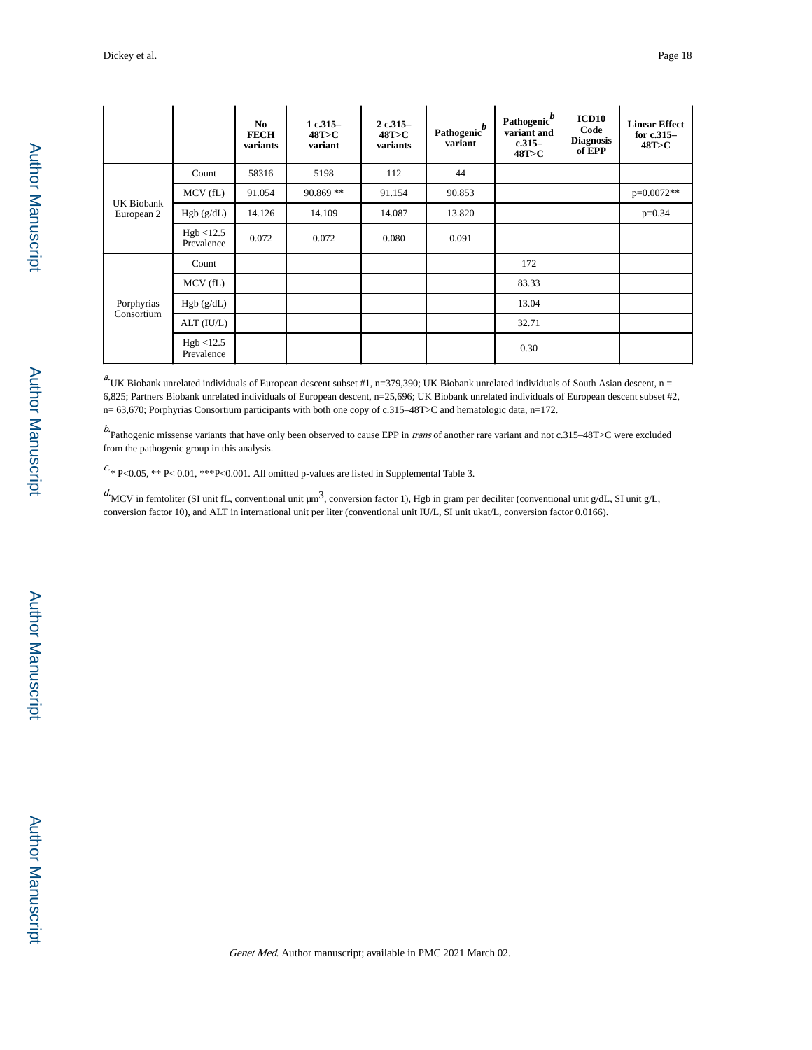| | | No FECH variants | 1 c.315–48T>C variant | 2 c.315–48T>C variants | Pathogenic[b] variant | Pathogenic[b] variant and c.315–48T>C | ICD10 Code Diagnosis of EPP | Linear Effect for c.315–48T>C |
|---|---|---|---|---|---|---|---|---|
| UK Biobank European 2 | Count | 58316 | 5198 | 112 | 44 | | | |
| | MCV (fL) | 91.054 | 90.869 ** | 91.154 | 90.853 | | | p=0.0072** |
| | Hgb (g/dL) | 14.126 | 14.109 | 14.087 | 13.820 | | | p=0.34 |
| | Hgb <12.5 Prevalence | 0.072 | 0.072 | 0.080 | 0.091 | | | |
| Porphyrias Consortium | Count | | | | | 172 | | |
| | MCV (fL) | | | | | 83.33 | | |
| | Hgb (g/dL) | | | | | 13.04 | | |
| | ALT (IU/L) | | | | | 32.71 | | |
| | Hgb <12.5 Prevalence | | | | | 0.30 | | |

[a.] UK Biobank unrelated individuals of European descent subset #1, n=379,390; UK Biobank unrelated individuals of South Asian descent, n = 6,825; Partners Biobank unrelated individuals of European descent, n=25,696; UK Biobank unrelated individuals of European descent subset #2, n= 63,670; Porphyrias Consortium participants with both one copy of c.315–48T>C and hematologic data, n=172.

[b.] Pathogenic missense variants that have only been observed to cause EPP in *trans* of another rare variant and not c.315–48T>C were excluded from the pathogenic group in this analysis.

[c.] * P<0.05, ** P< 0.01, ***P<0.001. All omitted p-values are listed in Supplemental Table 3.

[d.] MCV in femtoliter (SI unit fL, conventional unit $\mu m^3$, conversion factor 1), Hgb in gram per deciliter (conventional unit g/dL, SI unit g/L, conversion factor 10), and ALT in international unit per liter (conventional unit IU/L, SI unit ukat/L, conversion factor 0.0166).